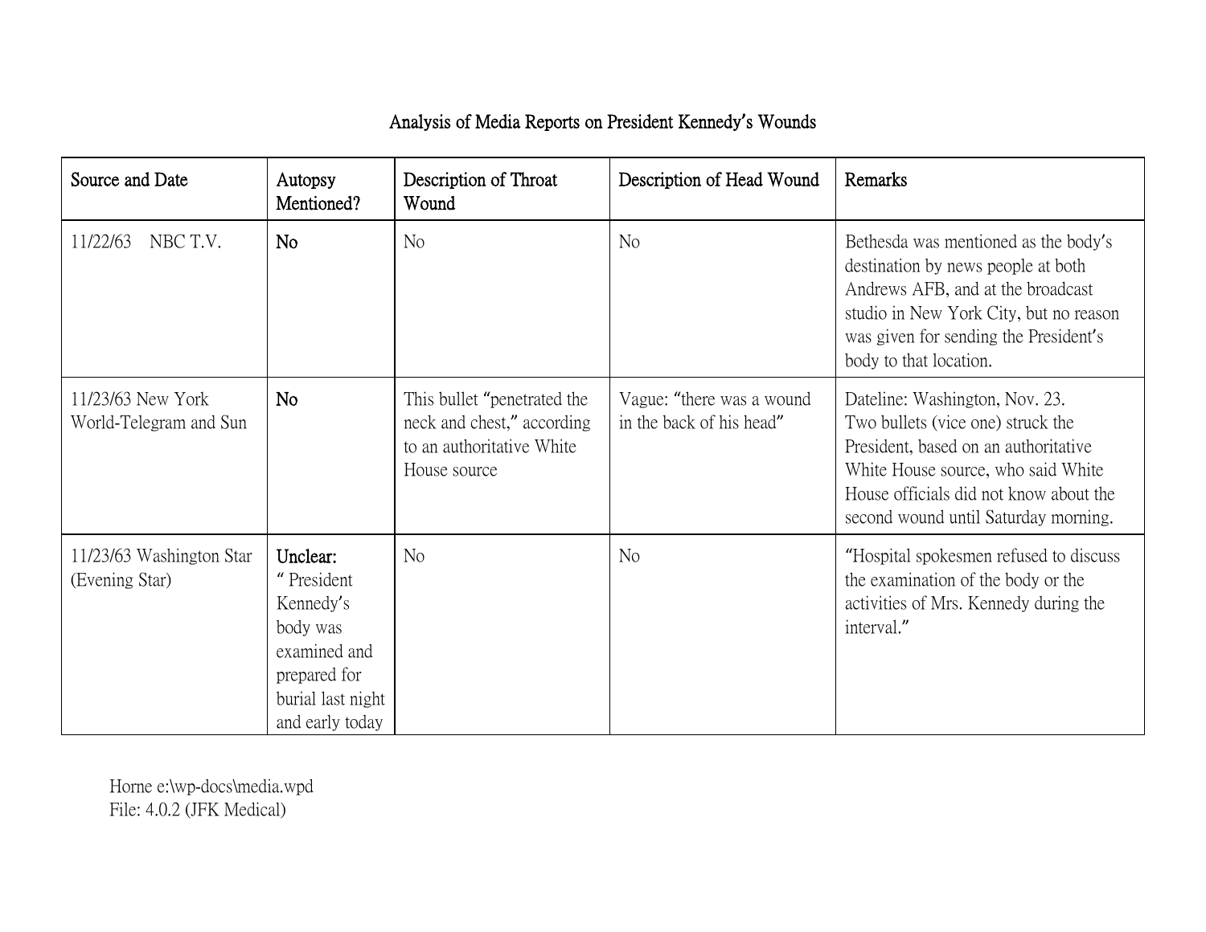# Analysis of Media Reports on President Kennedy's Wounds

| Source and Date | Autopsy Mentioned? | Description of Throat Wound | Description of Head Wound | Remarks |
|---|---|---|---|---|
| 11/22/63 NBC T.V. | **No** | No | No | Bethesda was mentioned as the body's destination by news people at both Andrews AFB, and at the broadcast studio in New York City, but no reason was given for sending the President's body to that location. |
| 11/23/63 New York World-Telegram and Sun | **No** | This bullet "penetrated the neck and chest," according to an authoritative White House source | Vague: "there was a wound in the back of his head" | Dateline: Washington, Nov. 23. Two bullets (vice one) struck the President, based on an authoritative White House source, who said White House officials did not know about the second wound until Saturday morning. |
| 11/23/63 Washington Star (Evening Star) | **Unclear:** " President Kennedy's body was examined and prepared for burial last night and early today | No | No | "Hospital spokesmen refused to discuss the examination of the body or the activities of Mrs. Kennedy during the interval." |

Horne e:\wp-docs\media.wpd
File: 4.0.2 (JFK Medical)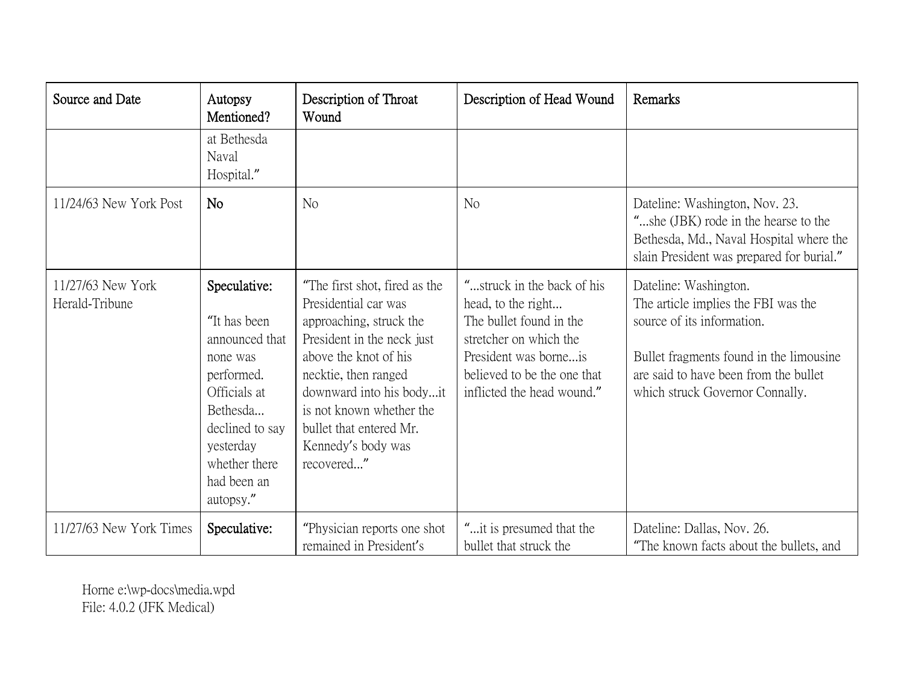| Source and Date | Autopsy Mentioned? | Description of Throat Wound | Description of Head Wound | Remarks |
|---|---|---|---|---|
| | at Bethesda Naval Hospital." | | | |
| 11/24/63 New York Post | **No** | No | No | Dateline: Washington, Nov. 23. "...she (JBK) rode in the hearse to the Bethesda, Md., Naval Hospital where the slain President was prepared for burial." |
| 11/27/63 New York Herald-Tribune | **Speculative:** "It has been announced that none was performed. Officials at Bethesda... declined to say yesterday whether there had been an autopsy." | "The first shot, fired as the Presidential car was approaching, struck the President in the neck just above the knot of his necktie, then ranged downward into his body...it is not known whether the bullet that entered Mr. Kennedy's body was recovered..." | "...struck in the back of his head, to the right... The bullet found in the stretcher on which the President was borne...is believed to be the one that inflicted the head wound." | Dateline: Washington. The article implies the FBI was the source of its information. Bullet fragments found in the limousine are said to have been from the bullet which struck Governor Connally. |
| 11/27/63 New York Times | **Speculative:** | "Physician reports one shot remained in President's | "...it is presumed that the bullet that struck the | Dateline: Dallas, Nov. 26. "The known facts about the bullets, and |

Horne e:\wp-docs\media.wpd
File: 4.0.2 (JFK Medical)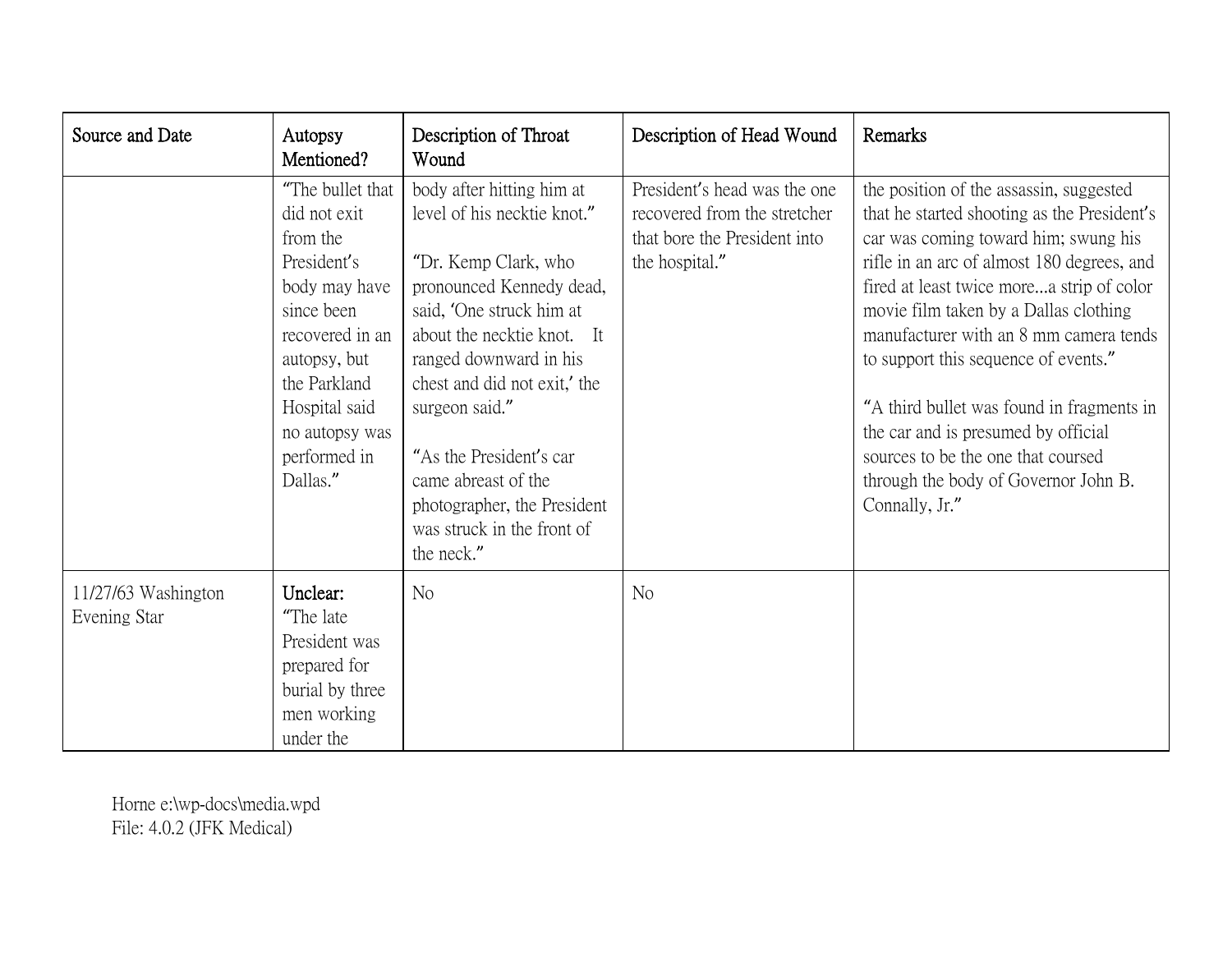| Source and Date | Autopsy Mentioned? | Description of Throat Wound | Description of Head Wound | Remarks |
|---|---|---|---|---|
| | "The bullet that did not exit from the President's body may have since been recovered in an autopsy, but the Parkland Hospital said no autopsy was performed in Dallas." | body after hitting him at level of his necktie knot."<br><br>"Dr. Kemp Clark, who pronounced Kennedy dead, said, 'One struck him at about the necktie knot. It ranged downward in his chest and did not exit,' the surgeon said."<br><br>"As the President's car came abreast of the photographer, the President was struck in the front of the neck." | President's head was the one recovered from the stretcher that bore the President into the hospital." | the position of the assassin, suggested that he started shooting as the President's car was coming toward him; swung his rifle in an arc of almost 180 degrees, and fired at least twice more...a strip of color movie film taken by a Dallas clothing manufacturer with an 8 mm camera tends to support this sequence of events."<br><br>"A third bullet was found in fragments in the car and is presumed by official sources to be the one that coursed through the body of Governor John B. Connally, Jr." |
| 11/27/63 Washington Evening Star | **Unclear:** "The late President was prepared for burial by three men working under the | No | No | |

Horne e:\wp-docs\media.wpd
File: 4.0.2 (JFK Medical)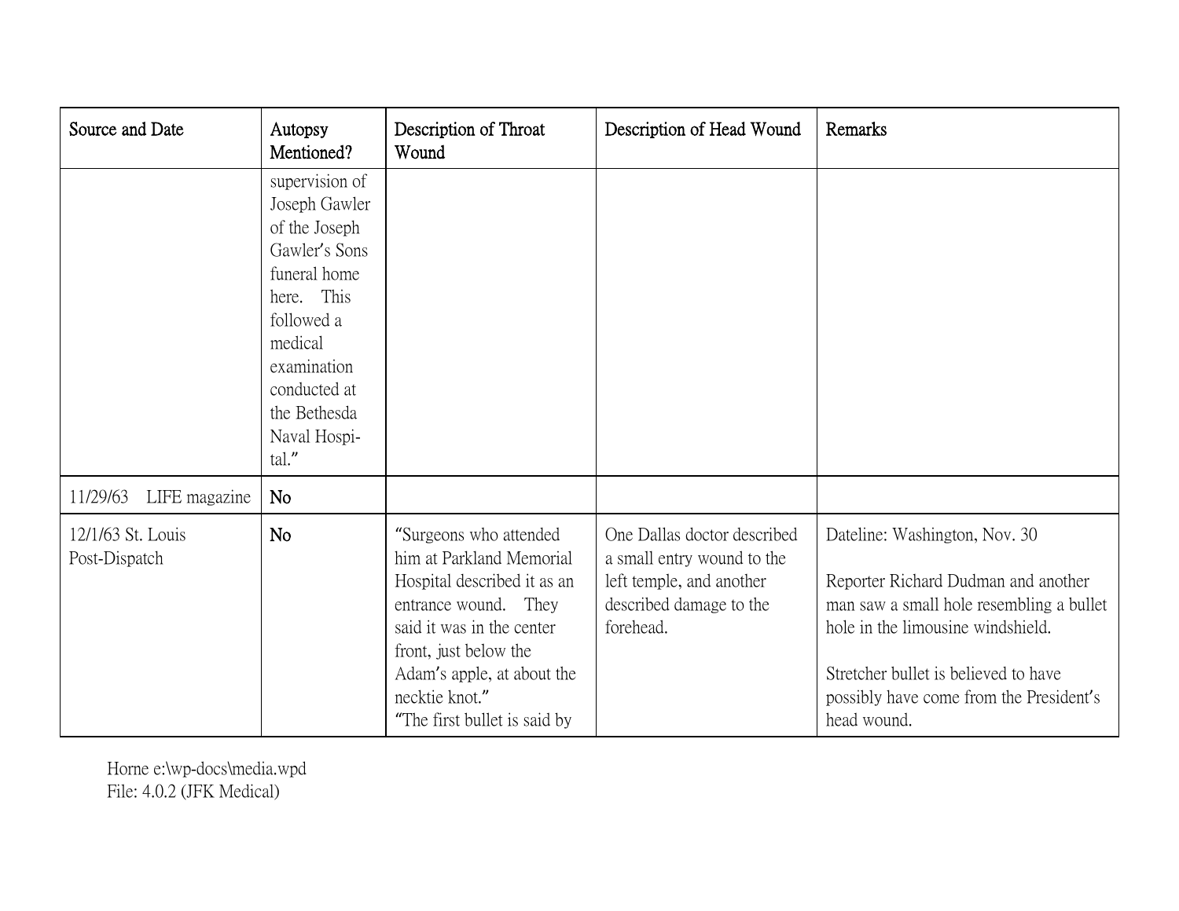| Source and Date | Autopsy Mentioned? | Description of Throat Wound | Description of Head Wound | Remarks |
|---|---|---|---|---|
| | supervision of Joseph Gawler of the Joseph Gawler's Sons funeral home here. This followed a medical examination conducted at the Bethesda Naval Hospi-tal." | | | |
| 11/29/63 LIFE magazine | No | | | |
| 12/1/63 St. Louis Post-Dispatch | No | "Surgeons who attended him at Parkland Memorial Hospital described it as an entrance wound. They said it was in the center front, just below the Adam's apple, at about the necktie knot." "The first bullet is said by | One Dallas doctor described a small entry wound to the left temple, and another described damage to the forehead. | Dateline: Washington, Nov. 30<br><br>Reporter Richard Dudman and another man saw a small hole resembling a bullet hole in the limousine windshield.<br><br>Stretcher bullet is believed to have possibly have come from the President's head wound. |

Horne e:\wp-docs\media.wpd
File: 4.0.2 (JFK Medical)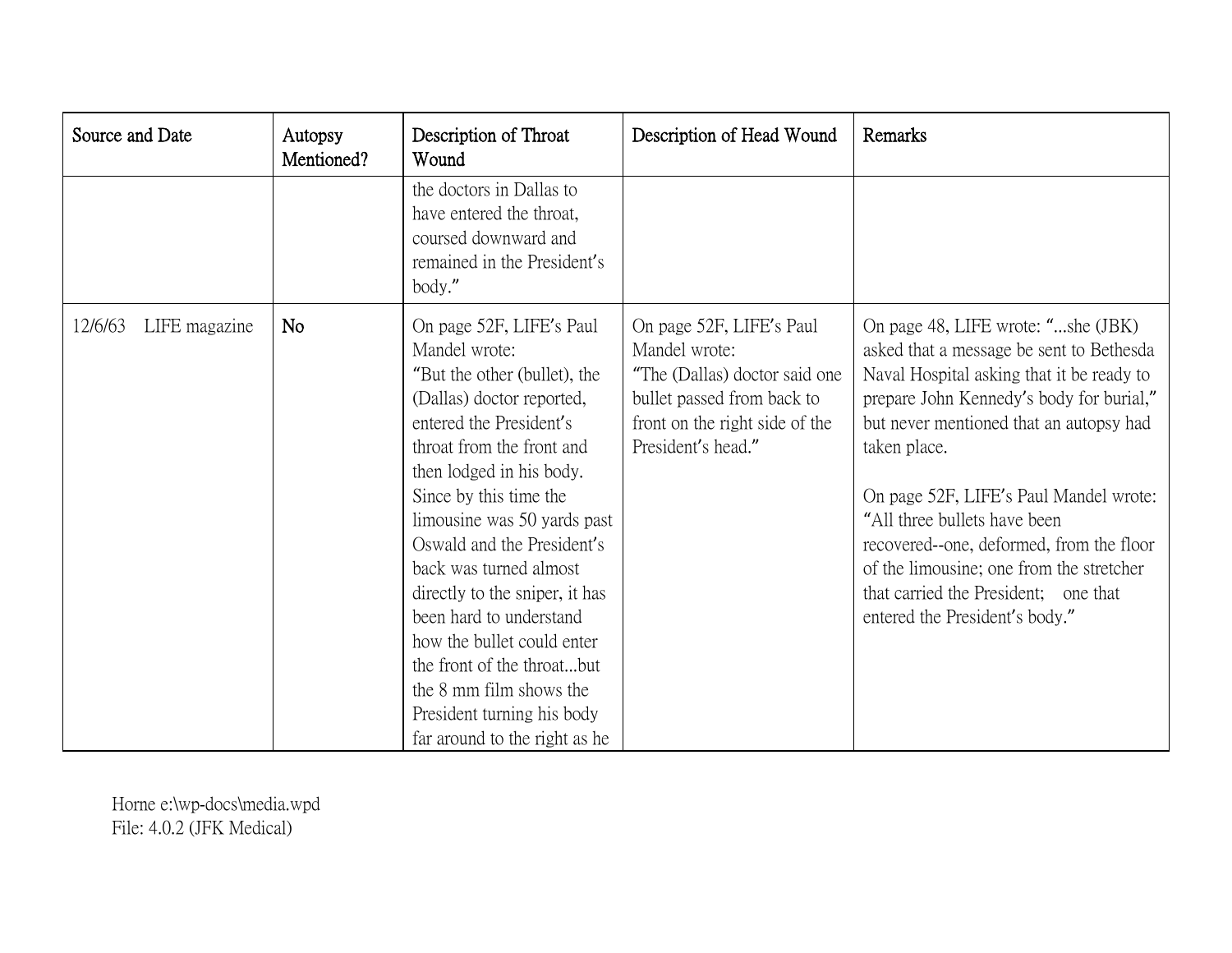| Source and Date | Autopsy Mentioned? | Description of Throat Wound | Description of Head Wound | Remarks |
|---|---|---|---|---|
| | | the doctors in Dallas to have entered the throat, coursed downward and remained in the President's body." | | |
| 12/6/63 LIFE magazine | **No** | On page 52F, LIFE's Paul Mandel wrote:<br>"But the other (bullet), the (Dallas) doctor reported, entered the President's throat from the front and then lodged in his body. Since by this time the limousine was 50 yards past Oswald and the President's back was turned almost directly to the sniper, it has been hard to understand how the bullet could enter the front of the throat...but the 8 mm film shows the President turning his body far around to the right as he | On page 52F, LIFE's Paul Mandel wrote:<br>"The (Dallas) doctor said one bullet passed from back to front on the right side of the President's head." | On page 48, LIFE wrote: "...she (JBK) asked that a message be sent to Bethesda Naval Hospital asking that it be ready to prepare John Kennedy's body for burial," but never mentioned that an autopsy had taken place.<br><br>On page 52F, LIFE's Paul Mandel wrote: "All three bullets have been recovered--one, deformed, from the floor of the limousine; one from the stretcher that carried the President; one that entered the President's body." |

Horne e:\wp-docs\media.wpd
File: 4.0.2 (JFK Medical)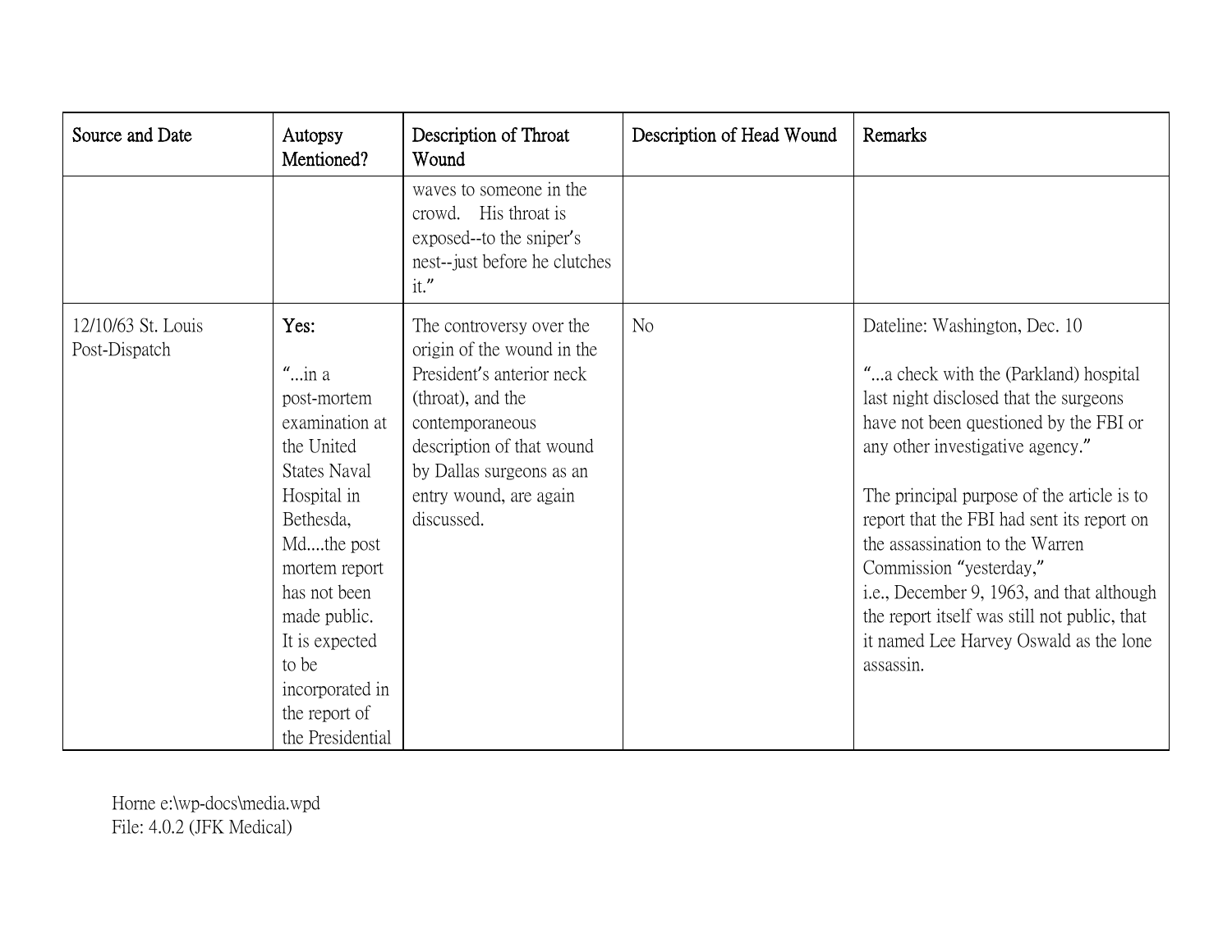| Source and Date | Autopsy Mentioned? | Description of Throat Wound | Description of Head Wound | Remarks |
| --- | --- | --- | --- | --- |
| | | waves to someone in the crowd. His throat is exposed--to the sniper's nest--just before he clutches it." | | |
| 12/10/63 St. Louis Post-Dispatch | **Yes:**<br><br>"...in a post-mortem examination at the United States Naval Hospital in Bethesda, Md....the post mortem report has not been made public. It is expected to be incorporated in the report of the Presidential | The controversy over the origin of the wound in the President's anterior neck (throat), and the contemporaneous description of that wound by Dallas surgeons as an entry wound, are again discussed. | No | Dateline: Washington, Dec. 10<br><br>"...a check with the (Parkland) hospital last night disclosed that the surgeons have not been questioned by the FBI or any other investigative agency."<br><br>The principal purpose of the article is to report that the FBI had sent its report on the assassination to the Warren Commission "yesterday," i.e., December 9, 1963, and that although the report itself was still not public, that it named Lee Harvey Oswald as the lone assassin. |

Horne e:\wp-docs\media.wpd
File: 4.0.2 (JFK Medical)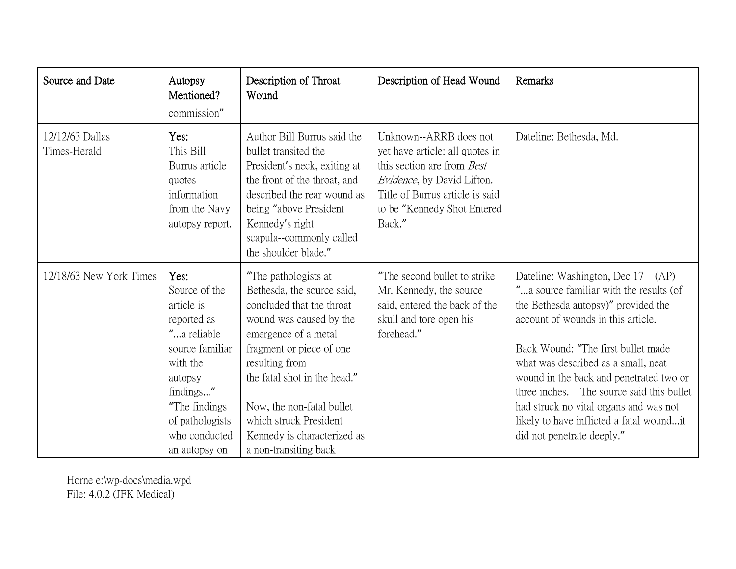| Source and Date | Autopsy Mentioned? | Description of Throat Wound | Description of Head Wound | Remarks |
|---|---|---|---|---|
| | commission" | | | |
| 12/12/63 Dallas Times-Herald | **Yes:** This Bill Burrus article quotes information from the Navy autopsy report. | Author Bill Burrus said the bullet transited the President's neck, exiting at the front of the throat, and described the rear wound as being "above President Kennedy's right scapula--commonly called the shoulder blade." | Unknown--ARRB does not yet have article: all quotes in this section are from *Best Evidence*, by David Lifton. Title of Burrus article is said to be "Kennedy Shot Entered Back." | Dateline: Bethesda, Md. |
| 12/18/63 New York Times | **Yes:** Source of the article is reported as "...a reliable source familiar with the autopsy findings..." "The findings of pathologists who conducted an autopsy on | "The pathologists at Bethesda, the source said, concluded that the throat wound was caused by the emergence of a metal fragment or piece of one resulting from the fatal shot in the head."<br><br>Now, the non-fatal bullet which struck President Kennedy is characterized as a non-transiting back | "The second bullet to strike Mr. Kennedy, the source said, entered the back of the skull and tore open his forehead." | Dateline: Washington, Dec 17 (AP) "...a source familiar with the results (of the Bethesda autopsy)" provided the account of wounds in this article.<br><br>Back Wound: "The first bullet made what was described as a small, neat wound in the back and penetrated two or three inches. The source said this bullet had struck no vital organs and was not likely to have inflicted a fatal wound...it did not penetrate deeply." |

Horne e:\wp-docs\media.wpd
File: 4.0.2 (JFK Medical)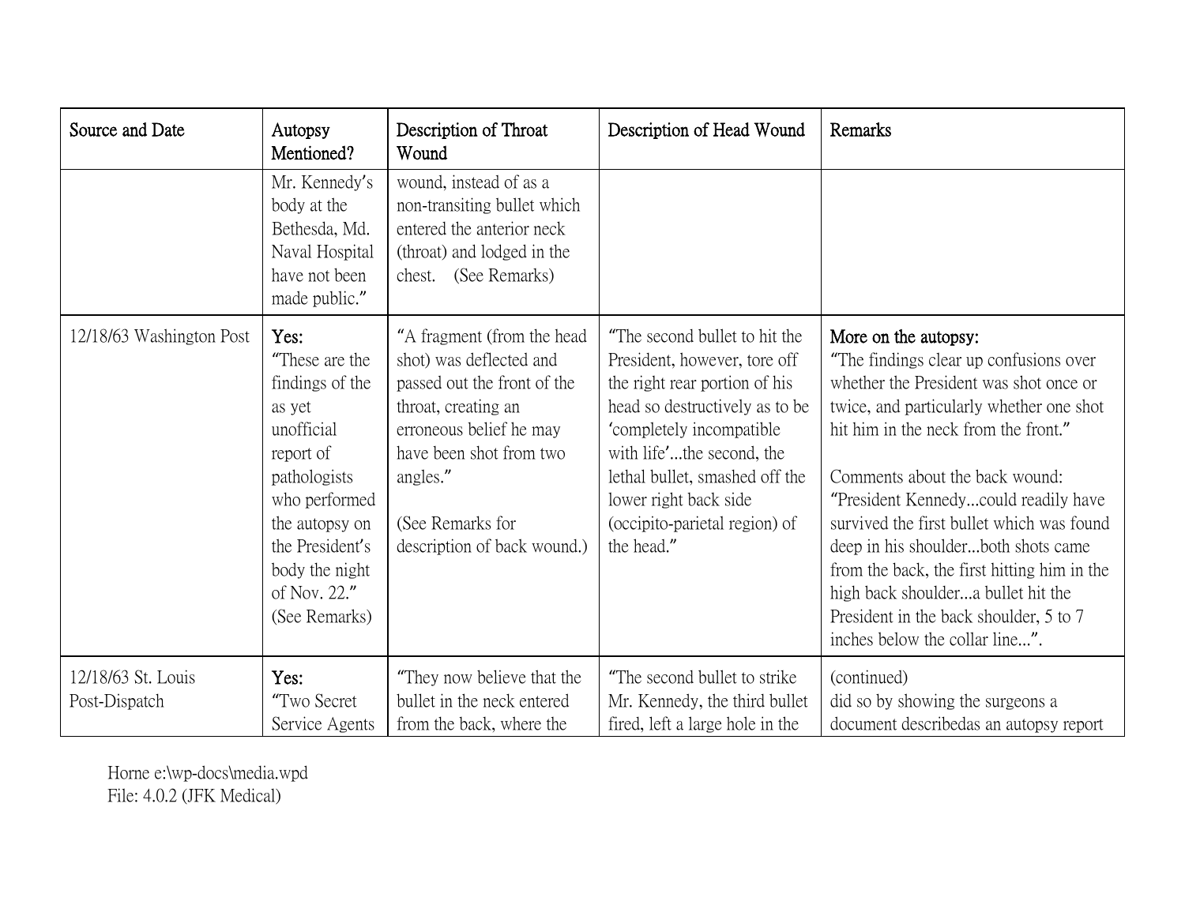| Source and Date | Autopsy Mentioned? | Description of Throat Wound | Description of Head Wound | Remarks |
| --- | --- | --- | --- | --- |
| | Mr. Kennedy's body at the Bethesda, Md. Naval Hospital have not been made public." | wound, instead of as a non-transiting bullet which entered the anterior neck (throat) and lodged in the chest. (See Remarks) | | |
| 12/18/63 Washington Post | **Yes:** "These are the findings of the as yet unofficial report of pathologists who performed the autopsy on the President's body the night of Nov. 22." (See Remarks) | "A fragment (from the head shot) was deflected and passed out the front of the throat, creating an erroneous belief he may have been shot from two angles." (See Remarks for description of back wound.) | "The second bullet to hit the President, however, tore off the right rear portion of his head so destructively as to be 'completely incompatible with life'...the second, the lethal bullet, smashed off the lower right back side (occipito-parietal region) of the head." | **More on the autopsy:** "The findings clear up confusions over whether the President was shot once or twice, and particularly whether one shot hit him in the neck from the front." Comments about the back wound: "President Kennedy...could readily have survived the first bullet which was found deep in his shoulder...both shots came from the back, the first hitting him in the high back shoulder...a bullet hit the President in the back shoulder, 5 to 7 inches below the collar line...". |
| 12/18/63 St. Louis Post-Dispatch | **Yes:** "Two Secret Service Agents | "They now believe that the bullet in the neck entered from the back, where the | "The second bullet to strike Mr. Kennedy, the third bullet fired, left a large hole in the | (continued) did so by showing the surgeons a document describedas an autopsy report |

Horne e:\wp-docs\media.wpd
File: 4.0.2 (JFK Medical)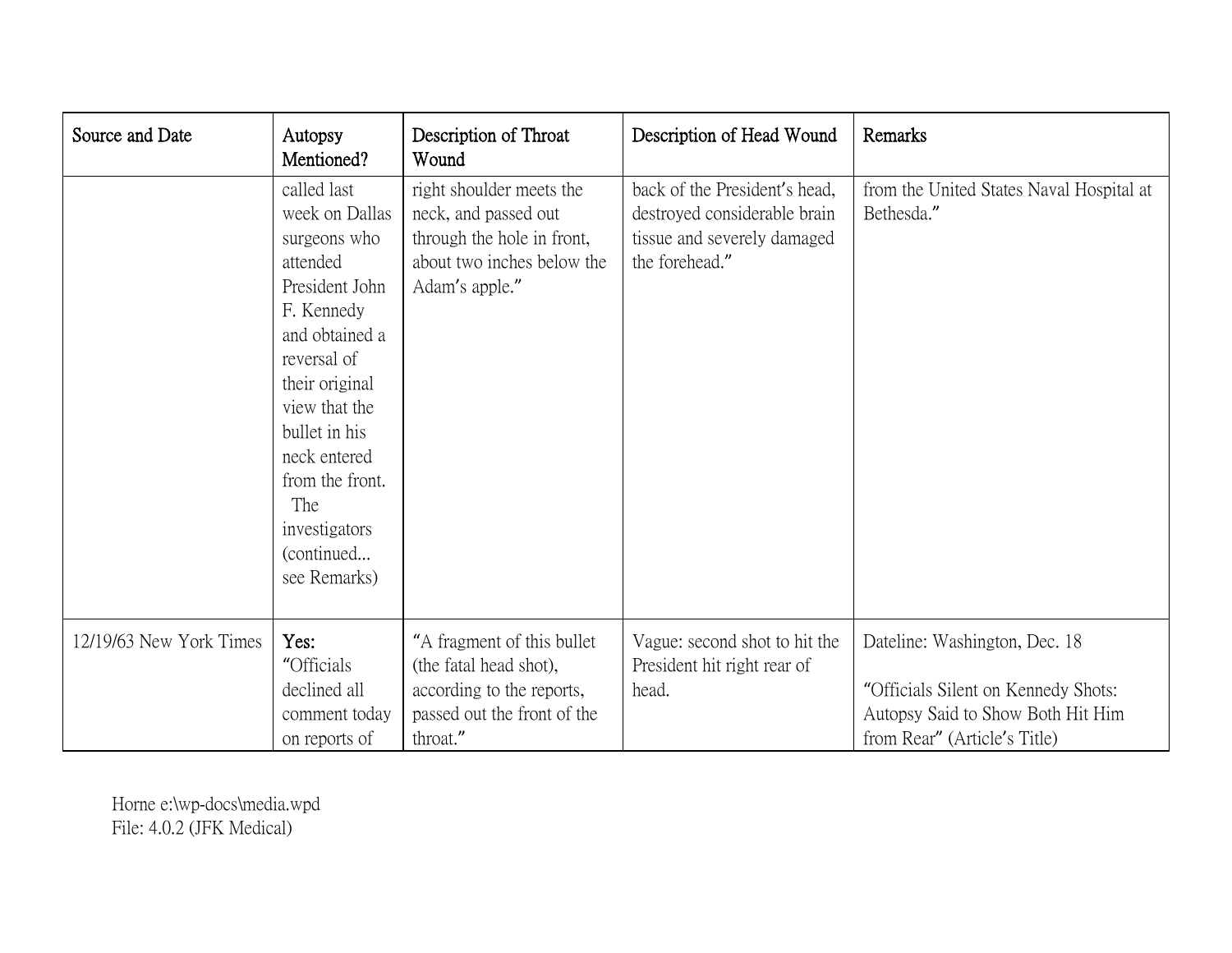| Source and Date | Autopsy Mentioned? | Description of Throat Wound | Description of Head Wound | Remarks |
| --- | --- | --- | --- | --- |
| | called last week on Dallas surgeons who attended President John F. Kennedy and obtained a reversal of their original view that the bullet in his neck entered from the front. The investigators (continued... see Remarks) | right shoulder meets the neck, and passed out through the hole in front, about two inches below the Adam's apple." | back of the President's head, destroyed considerable brain tissue and severely damaged the forehead." | from the United States Naval Hospital at Bethesda." |
| 12/19/63 New York Times | **Yes:** "Officials declined all comment today on reports of | "A fragment of this bullet (the fatal head shot), according to the reports, passed out the front of the throat." | Vague: second shot to hit the President hit right rear of head. | Dateline: Washington, Dec. 18<br><br>"Officials Silent on Kennedy Shots: Autopsy Said to Show Both Hit Him from Rear" (Article's Title) |

Horne e:\wp-docs\media.wpd
File: 4.0.2 (JFK Medical)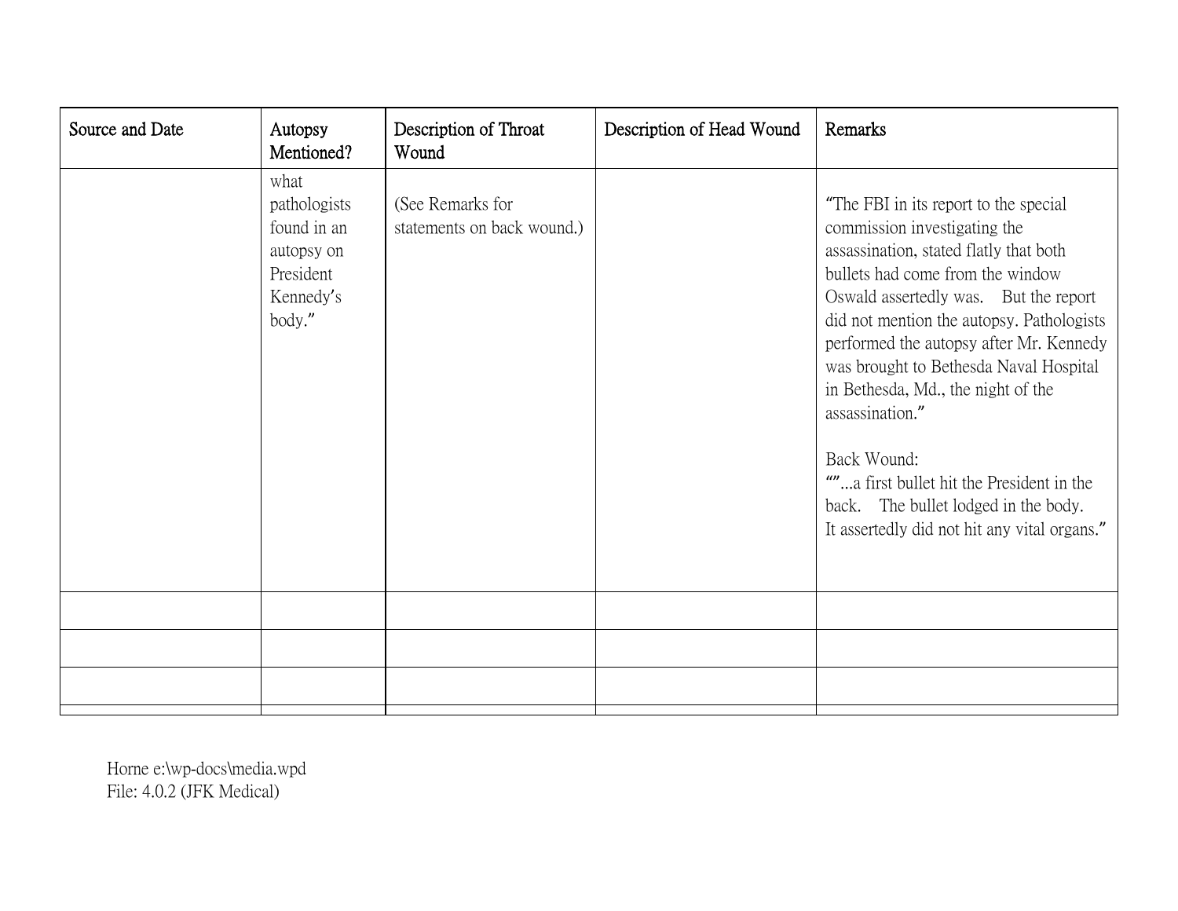| Source and Date | Autopsy Mentioned? | Description of Throat Wound | Description of Head Wound | Remarks |
|---|---|---|---|---|
| | what pathologists found in an autopsy on President Kennedy's body." | (See Remarks for statements on back wound.) | | "The FBI in its report to the special commission investigating the assassination, stated flatly that both bullets had come from the window Oswald assertedly was. But the report did not mention the autopsy. Pathologists performed the autopsy after Mr. Kennedy was brought to Bethesda Naval Hospital in Bethesda, Md., the night of the assassination."<br><br>Back Wound:<br>""...a first bullet hit the President in the back. The bullet lodged in the body. It assertedly did not hit any vital organs." |
| | | | | |
| | | | | |
| | | | | |
| | | | | |

Horne e:\wp-docs\media.wpd
File: 4.0.2 (JFK Medical)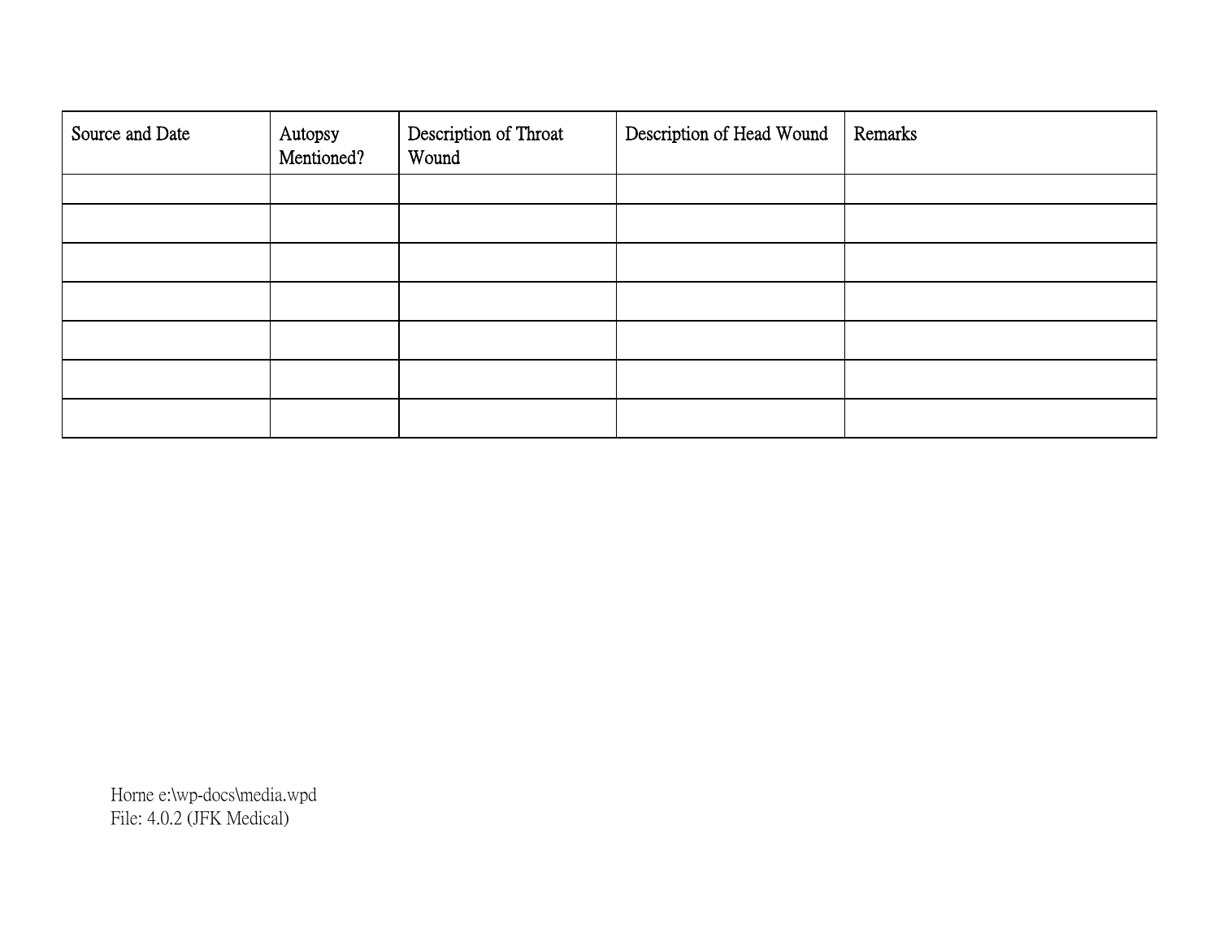| Source and Date | Autopsy Mentioned? | Description of Throat Wound | Description of Head Wound | Remarks |
|---|---|---|---|---|
| | | | | |
| | | | | |
| | | | | |
| | | | | |
| | | | | |
| | | | | |
| | | | | |

Horne e:\wp-docs\media.wpd
File: 4.0.2 (JFK Medical)